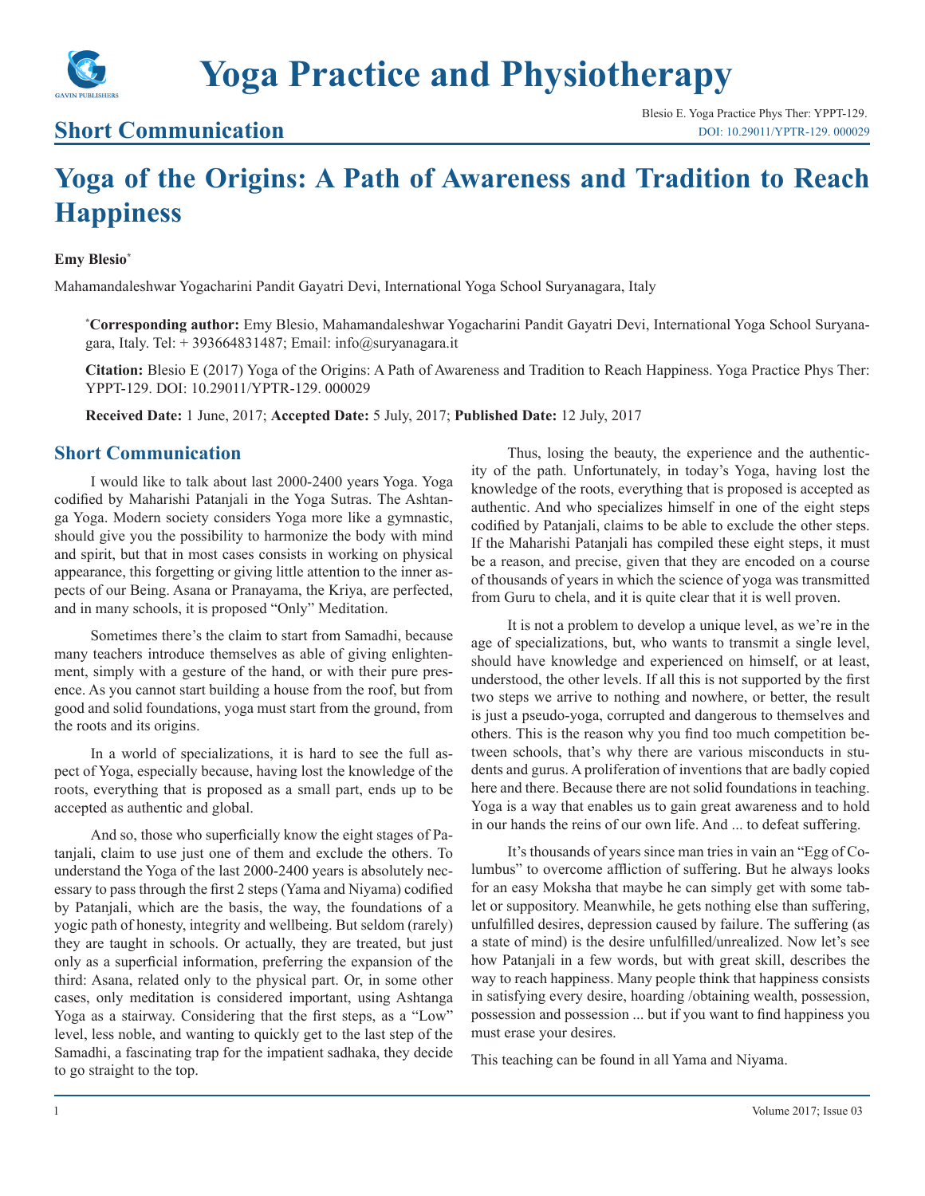# Yoga Practice and Physiotherapy

## Short Communication

# Yoga of the Origins: A Path of Awareness and Tradition to Reach Happiness

**Emy Blesio***

Mahamandaleshwar Yogacharini Pandit Gayatri Devi, International Yoga School Suryanagara, Italy

***Corresponding author:** Emy Blesio, Mahamandaleshwar Yogacharini Pandit Gayatri Devi, International Yoga School Suryanagara, Italy. Tel: + 393664831487; Email: info@suryanagara.it

**Citation:** Blesio E (2017) Yoga of the Origins: A Path of Awareness and Tradition to Reach Happiness. Yoga Practice Phys Ther: YPPT-129. DOI: 10.29011/YPTR-129. 000029

**Received Date:** 1 June, 2017; **Accepted Date:** 5 July, 2017; **Published Date:** 12 July, 2017

## Short Communication

I would like to talk about last 2000-2400 years Yoga. Yoga codified by Maharishi Patanjali in the Yoga Sutras. The Ashtanga Yoga. Modern society considers Yoga more like a gymnastic, should give you the possibility to harmonize the body with mind and spirit, but that in most cases consists in working on physical appearance, this forgetting or giving little attention to the inner aspects of our Being. Asana or Pranayama, the Kriya, are perfected, and in many schools, it is proposed "Only" Meditation.

Sometimes there's the claim to start from Samadhi, because many teachers introduce themselves as able of giving enlightenment, simply with a gesture of the hand, or with their pure presence. As you cannot start building a house from the roof, but from good and solid foundations, yoga must start from the ground, from the roots and its origins.

In a world of specializations, it is hard to see the full aspect of Yoga, especially because, having lost the knowledge of the roots, everything that is proposed as a small part, ends up to be accepted as authentic and global.

And so, those who superficially know the eight stages of Patanjali, claim to use just one of them and exclude the others. To understand the Yoga of the last 2000-2400 years is absolutely necessary to pass through the first 2 steps (Yama and Niyama) codified by Patanjali, which are the basis, the way, the foundations of a yogic path of honesty, integrity and wellbeing. But seldom (rarely) they are taught in schools. Or actually, they are treated, but just only as a superficial information, preferring the expansion of the third: Asana, related only to the physical part. Or, in some other cases, only meditation is considered important, using Ashtanga Yoga as a stairway. Considering that the first steps, as a "Low" level, less noble, and wanting to quickly get to the last step of the Samadhi, a fascinating trap for the impatient sadhaka, they decide to go straight to the top.

Thus, losing the beauty, the experience and the authenticity of the path. Unfortunately, in today's Yoga, having lost the knowledge of the roots, everything that is proposed is accepted as authentic. And who specializes himself in one of the eight steps codified by Patanjali, claims to be able to exclude the other steps. If the Maharishi Patanjali has compiled these eight steps, it must be a reason, and precise, given that they are encoded on a course of thousands of years in which the science of yoga was transmitted from Guru to chela, and it is quite clear that it is well proven.

It is not a problem to develop a unique level, as we're in the age of specializations, but, who wants to transmit a single level, should have knowledge and experienced on himself, or at least, understood, the other levels. If all this is not supported by the first two steps we arrive to nothing and nowhere, or better, the result is just a pseudo-yoga, corrupted and dangerous to themselves and others. This is the reason why you find too much competition between schools, that's why there are various misconducts in students and gurus. A proliferation of inventions that are badly copied here and there. Because there are not solid foundations in teaching. Yoga is a way that enables us to gain great awareness and to hold in our hands the reins of our own life. And ... to defeat suffering.

It's thousands of years since man tries in vain an "Egg of Columbus" to overcome affliction of suffering. But he always looks for an easy Moksha that maybe he can simply get with some tablet or suppository. Meanwhile, he gets nothing else than suffering, unfulfilled desires, depression caused by failure. The suffering (as a state of mind) is the desire unfulfilled/unrealized. Now let's see how Patanjali in a few words, but with great skill, describes the way to reach happiness. Many people think that happiness consists in satisfying every desire, hoarding /obtaining wealth, possession, possession and possession ... but if you want to find happiness you must erase your desires.

This teaching can be found in all Yama and Niyama.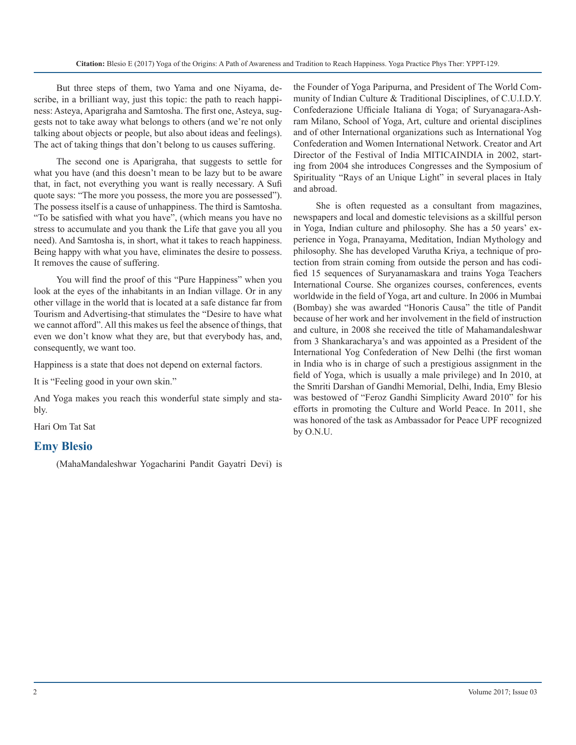But three steps of them, two Yama and one Niyama, describe, in a brilliant way, just this topic: the path to reach happiness: Asteya, Aparigraha and Samtosha. The first one, Asteya, suggests not to take away what belongs to others (and we're not only talking about objects or people, but also about ideas and feelings). The act of taking things that don't belong to us causes suffering.

The second one is Aparigraha, that suggests to settle for what you have (and this doesn't mean to be lazy but to be aware that, in fact, not everything you want is really necessary. A Sufi quote says: "The more you possess, the more you are possessed"). The possess itself is a cause of unhappiness. The third is Samtosha. "To be satisfied with what you have", (which means you have no stress to accumulate and you thank the Life that gave you all you need). And Samtosha is, in short, what it takes to reach happiness. Being happy with what you have, eliminates the desire to possess. It removes the cause of suffering.

You will find the proof of this "Pure Happiness" when you look at the eyes of the inhabitants in an Indian village. Or in any other village in the world that is located at a safe distance far from Tourism and Advertising-that stimulates the "Desire to have what we cannot afford". All this makes us feel the absence of things, that even we don't know what they are, but that everybody has, and, consequently, we want too.

Happiness is a state that does not depend on external factors.

It is "Feeling good in your own skin."

And Yoga makes you reach this wonderful state simply and stably.

Hari Om Tat Sat

## Emy Blesio

(MahaMandaleshwar Yogacharini Pandit Gayatri Devi) is the Founder of Yoga Paripurna, and President of The World Community of Indian Culture & Traditional Disciplines, of C.U.I.D.Y. Confederazione Ufficiale Italiana di Yoga; of Suryanagara-Ashram Milano, School of Yoga, Art, culture and oriental disciplines and of other International organizations such as International Yog Confederation and Women International Network. Creator and Art Director of the Festival of India MITICAINDIA in 2002, starting from 2004 she introduces Congresses and the Symposium of Spirituality "Rays of an Unique Light" in several places in Italy and abroad.

She is often requested as a consultant from magazines, newspapers and local and domestic televisions as a skillful person in Yoga, Indian culture and philosophy. She has a 50 years' experience in Yoga, Pranayama, Meditation, Indian Mythology and philosophy. She has developed Varutha Kriya, a technique of protection from strain coming from outside the person and has codified 15 sequences of Suryanamaskara and trains Yoga Teachers International Course. She organizes courses, conferences, events worldwide in the field of Yoga, art and culture. In 2006 in Mumbai (Bombay) she was awarded "Honoris Causa" the title of Pandit because of her work and her involvement in the field of instruction and culture, in 2008 she received the title of Mahamandaleshwar from 3 Shankaracharya's and was appointed as a President of the International Yog Confederation of New Delhi (the first woman in India who is in charge of such a prestigious assignment in the field of Yoga, which is usually a male privilege) and In 2010, at the Smriti Darshan of Gandhi Memorial, Delhi, India, Emy Blesio was bestowed of "Feroz Gandhi Simplicity Award 2010" for his efforts in promoting the Culture and World Peace. In 2011, she was honored of the task as Ambassador for Peace UPF recognized by O.N.U.